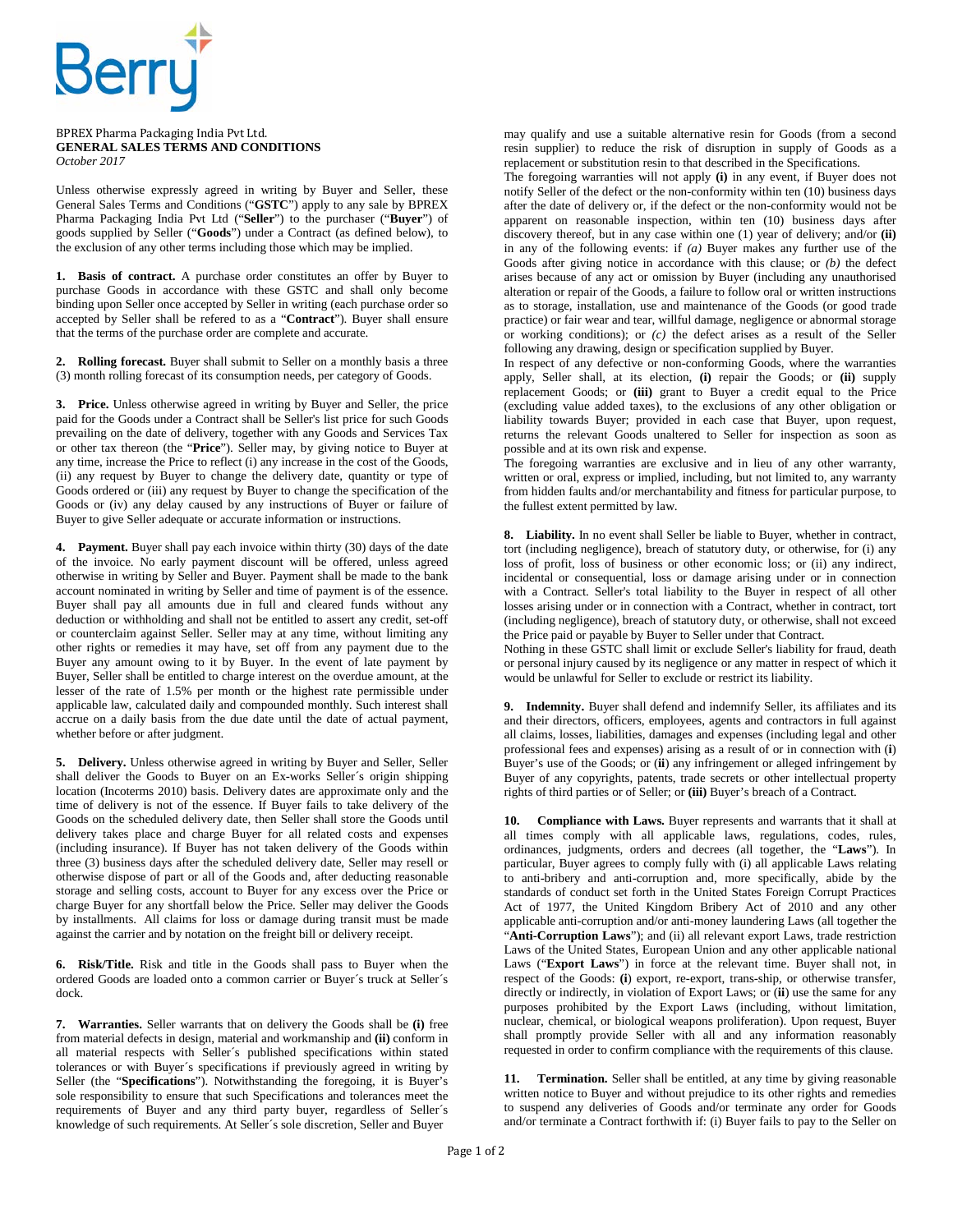BPREX Pharma Packaging India Pvt Ltd.
**GENERAL SALES TERMS AND CONDITIONS**
*October 2017*

Unless otherwise expressly agreed in writing by Buyer and Seller, these General Sales Terms and Conditions ("**GSTC**") apply to any sale by BPREX Pharma Packaging India Pvt Ltd ("**Seller**") to the purchaser ("**Buyer**") of goods supplied by Seller ("**Goods**") under a Contract (as defined below), to the exclusion of any other terms including those which may be implied.

**1. Basis of contract.** A purchase order constitutes an offer by Buyer to purchase Goods in accordance with these GSTC and shall only become binding upon Seller once accepted by Seller in writing (each purchase order so accepted by Seller shall be refered to as a "**Contract**"). Buyer shall ensure that the terms of the purchase order are complete and accurate.

**2. Rolling forecast.** Buyer shall submit to Seller on a monthly basis a three (3) month rolling forecast of its consumption needs, per category of Goods.

**3. Price.** Unless otherwise agreed in writing by Buyer and Seller, the price paid for the Goods under a Contract shall be Seller's list price for such Goods prevailing on the date of delivery, together with any Goods and Services Tax or other tax thereon (the "**Price**"). Seller may, by giving notice to Buyer at any time, increase the Price to reflect (i) any increase in the cost of the Goods, (ii) any request by Buyer to change the delivery date, quantity or type of Goods ordered or (iii) any request by Buyer to change the specification of the Goods or (iv) any delay caused by any instructions of Buyer or failure of Buyer to give Seller adequate or accurate information or instructions.

**4. Payment.** Buyer shall pay each invoice within thirty (30) days of the date of the invoice. No early payment discount will be offered, unless agreed otherwise in writing by Seller and Buyer. Payment shall be made to the bank account nominated in writing by Seller and time of payment is of the essence. Buyer shall pay all amounts due in full and cleared funds without any deduction or withholding and shall not be entitled to assert any credit, set-off or counterclaim against Seller. Seller may at any time, without limiting any other rights or remedies it may have, set off from any payment due to the Buyer any amount owing to it by Buyer. In the event of late payment by Buyer, Seller shall be entitled to charge interest on the overdue amount, at the lesser of the rate of 1.5% per month or the highest rate permissible under applicable law, calculated daily and compounded monthly. Such interest shall accrue on a daily basis from the due date until the date of actual payment, whether before or after judgment.

**5. Delivery.** Unless otherwise agreed in writing by Buyer and Seller, Seller shall deliver the Goods to Buyer on an Ex-works Seller´s origin shipping location (Incoterms 2010) basis. Delivery dates are approximate only and the time of delivery is not of the essence. If Buyer fails to take delivery of the Goods on the scheduled delivery date, then Seller shall store the Goods until delivery takes place and charge Buyer for all related costs and expenses (including insurance). If Buyer has not taken delivery of the Goods within three (3) business days after the scheduled delivery date, Seller may resell or otherwise dispose of part or all of the Goods and, after deducting reasonable storage and selling costs, account to Buyer for any excess over the Price or charge Buyer for any shortfall below the Price. Seller may deliver the Goods by installments. All claims for loss or damage during transit must be made against the carrier and by notation on the freight bill or delivery receipt.

**6. Risk/Title.** Risk and title in the Goods shall pass to Buyer when the ordered Goods are loaded onto a common carrier or Buyer´s truck at Seller´s dock.

**7. Warranties.** Seller warrants that on delivery the Goods shall be **(i)** free from material defects in design, material and workmanship and **(ii)** conform in all material respects with Seller´s published specifications within stated tolerances or with Buyer´s specifications if previously agreed in writing by Seller (the "**Specifications**"). Notwithstanding the foregoing, it is Buyer's sole responsibility to ensure that such Specifications and tolerances meet the requirements of Buyer and any third party buyer, regardless of Seller´s knowledge of such requirements. At Seller´s sole discretion, Seller and Buyer may qualify and use a suitable alternative resin for Goods (from a second resin supplier) to reduce the risk of disruption in supply of Goods as a replacement or substitution resin to that described in the Specifications.
The foregoing warranties will not apply **(i)** in any event, if Buyer does not notify Seller of the defect or the non-conformity within ten (10) business days after the date of delivery or, if the defect or the non-conformity would not be apparent on reasonable inspection, within ten (10) business days after discovery thereof, but in any case within one (1) year of delivery; and/or **(ii)** in any of the following events: if *(a)* Buyer makes any further use of the Goods after giving notice in accordance with this clause; or *(b)* the defect arises because of any act or omission by Buyer (including any unauthorised alteration or repair of the Goods, a failure to follow oral or written instructions as to storage, installation, use and maintenance of the Goods (or good trade practice) or fair wear and tear, willful damage, negligence or abnormal storage or working conditions); or *(c)* the defect arises as a result of the Seller following any drawing, design or specification supplied by Buyer.
In respect of any defective or non-conforming Goods, where the warranties apply, Seller shall, at its election, **(i)** repair the Goods; or **(ii)** supply replacement Goods; or **(iii)** grant to Buyer a credit equal to the Price (excluding value added taxes), to the exclusions of any other obligation or liability towards Buyer; provided in each case that Buyer, upon request, returns the relevant Goods unaltered to Seller for inspection as soon as possible and at its own risk and expense.
The foregoing warranties are exclusive and in lieu of any other warranty, written or oral, express or implied, including, but not limited to, any warranty from hidden faults and/or merchantability and fitness for particular purpose, to the fullest extent permitted by law.

**8. Liability.** In no event shall Seller be liable to Buyer, whether in contract, tort (including negligence), breach of statutory duty, or otherwise, for (i) any loss of profit, loss of business or other economic loss; or (ii) any indirect, incidental or consequential, loss or damage arising under or in connection with a Contract. Seller's total liability to the Buyer in respect of all other losses arising under or in connection with a Contract, whether in contract, tort (including negligence), breach of statutory duty, or otherwise, shall not exceed the Price paid or payable by Buyer to Seller under that Contract.
Nothing in these GSTC shall limit or exclude Seller's liability for fraud, death or personal injury caused by its negligence or any matter in respect of which it would be unlawful for Seller to exclude or restrict its liability.

**9. Indemnity.** Buyer shall defend and indemnify Seller, its affiliates and its and their directors, officers, employees, agents and contractors in full against all claims, losses, liabilities, damages and expenses (including legal and other professional fees and expenses) arising as a result of or in connection with (**i**) Buyer's use of the Goods; or (**ii**) any infringement or alleged infringement by Buyer of any copyrights, patents, trade secrets or other intellectual property rights of third parties or of Seller; or **(iii)** Buyer's breach of a Contract.

**10. Compliance with Laws.** Buyer represents and warrants that it shall at all times comply with all applicable laws, regulations, codes, rules, ordinances, judgments, orders and decrees (all together, the "**Laws**"). In particular, Buyer agrees to comply fully with (i) all applicable Laws relating to anti-bribery and anti-corruption and, more specifically, abide by the standards of conduct set forth in the United States Foreign Corrupt Practices Act of 1977, the United Kingdom Bribery Act of 2010 and any other applicable anti-corruption and/or anti-money laundering Laws (all together the "**Anti-Corruption Laws**"); and (ii) all relevant export Laws, trade restriction Laws of the United States, European Union and any other applicable national Laws ("**Export Laws**") in force at the relevant time. Buyer shall not, in respect of the Goods: (**i**) export, re-export, trans-ship, or otherwise transfer, directly or indirectly, in violation of Export Laws; or (**ii**) use the same for any purposes prohibited by the Export Laws (including, without limitation, nuclear, chemical, or biological weapons proliferation). Upon request, Buyer shall promptly provide Seller with all and any information reasonably requested in order to confirm compliance with the requirements of this clause.

**11. Termination.** Seller shall be entitled, at any time by giving reasonable written notice to Buyer and without prejudice to its other rights and remedies to suspend any deliveries of Goods and/or terminate any order for Goods and/or terminate a Contract forthwith if: (i) Buyer fails to pay to the Seller on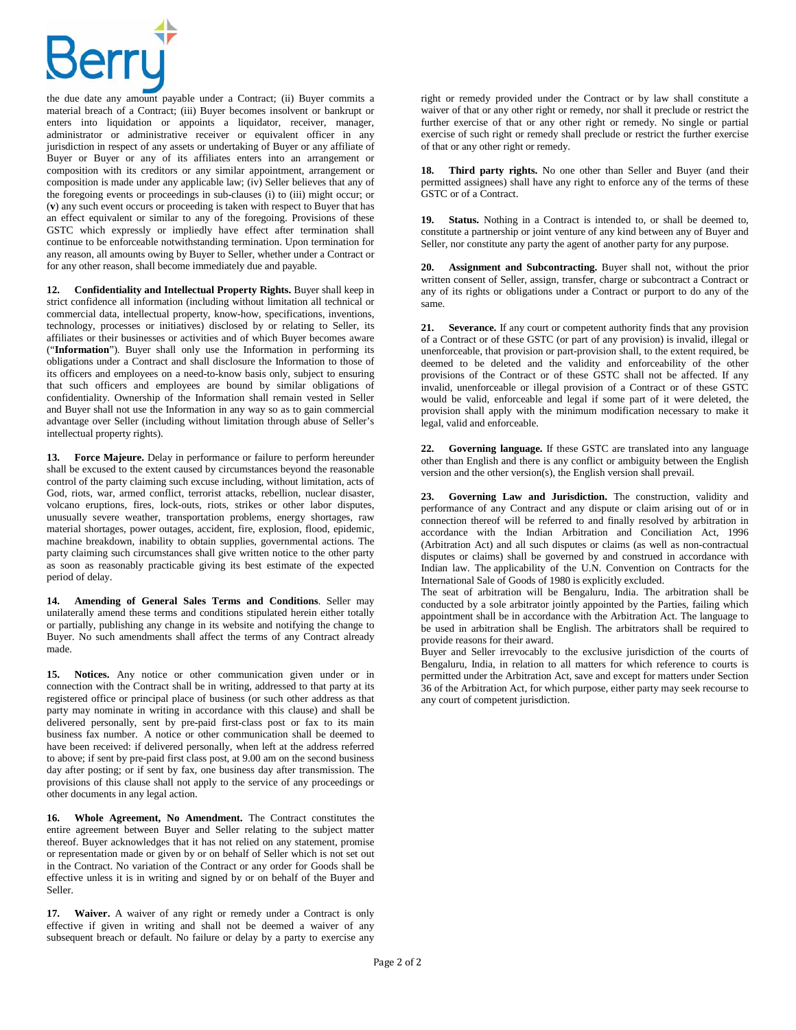the due date any amount payable under a Contract; (ii) Buyer commits a material breach of a Contract; (iii) Buyer becomes insolvent or bankrupt or enters into liquidation or appoints a liquidator, receiver, manager, administrator or administrative receiver or equivalent officer in any jurisdiction in respect of any assets or undertaking of Buyer or any affiliate of Buyer or Buyer or any of its affiliates enters into an arrangement or composition with its creditors or any similar appointment, arrangement or composition is made under any applicable law; (iv) Seller believes that any of the foregoing events or proceedings in sub-clauses (i) to (iii) might occur; or (**v**) any such event occurs or proceeding is taken with respect to Buyer that has an effect equivalent or similar to any of the foregoing. Provisions of these GSTC which expressly or impliedly have effect after termination shall continue to be enforceable notwithstanding termination. Upon termination for any reason, all amounts owing by Buyer to Seller, whether under a Contract or for any other reason, shall become immediately due and payable.

**12. Confidentiality and Intellectual Property Rights.** Buyer shall keep in strict confidence all information (including without limitation all technical or commercial data, intellectual property, know-how, specifications, inventions, technology, processes or initiatives) disclosed by or relating to Seller, its affiliates or their businesses or activities and of which Buyer becomes aware ("**Information**"). Buyer shall only use the Information in performing its obligations under a Contract and shall disclosure the Information to those of its officers and employees on a need-to-know basis only, subject to ensuring that such officers and employees are bound by similar obligations of confidentiality. Ownership of the Information shall remain vested in Seller and Buyer shall not use the Information in any way so as to gain commercial advantage over Seller (including without limitation through abuse of Seller's intellectual property rights).

**13. Force Majeure.** Delay in performance or failure to perform hereunder shall be excused to the extent caused by circumstances beyond the reasonable control of the party claiming such excuse including, without limitation, acts of God, riots, war, armed conflict, terrorist attacks, rebellion, nuclear disaster, volcano eruptions, fires, lock-outs, riots, strikes or other labor disputes, unusually severe weather, transportation problems, energy shortages, raw material shortages, power outages, accident, fire, explosion, flood, epidemic, machine breakdown, inability to obtain supplies, governmental actions. The party claiming such circumstances shall give written notice to the other party as soon as reasonably practicable giving its best estimate of the expected period of delay.

**14. Amending of General Sales Terms and Conditions**. Seller may unilaterally amend these terms and conditions stipulated herein either totally or partially, publishing any change in its website and notifying the change to Buyer. No such amendments shall affect the terms of any Contract already made.

**15. Notices.** Any notice or other communication given under or in connection with the Contract shall be in writing, addressed to that party at its registered office or principal place of business (or such other address as that party may nominate in writing in accordance with this clause) and shall be delivered personally, sent by pre-paid first-class post or fax to its main business fax number. A notice or other communication shall be deemed to have been received: if delivered personally, when left at the address referred to above; if sent by pre-paid first class post, at 9.00 am on the second business day after posting; or if sent by fax, one business day after transmission. The provisions of this clause shall not apply to the service of any proceedings or other documents in any legal action.

**16. Whole Agreement, No Amendment.** The Contract constitutes the entire agreement between Buyer and Seller relating to the subject matter thereof. Buyer acknowledges that it has not relied on any statement, promise or representation made or given by or on behalf of Seller which is not set out in the Contract. No variation of the Contract or any order for Goods shall be effective unless it is in writing and signed by or on behalf of the Buyer and Seller.

**17. Waiver.** A waiver of any right or remedy under a Contract is only effective if given in writing and shall not be deemed a waiver of any subsequent breach or default. No failure or delay by a party to exercise any right or remedy provided under the Contract or by law shall constitute a waiver of that or any other right or remedy, nor shall it preclude or restrict the further exercise of that or any other right or remedy. No single or partial exercise of such right or remedy shall preclude or restrict the further exercise of that or any other right or remedy.

**18. Third party rights.** No one other than Seller and Buyer (and their permitted assignees) shall have any right to enforce any of the terms of these GSTC or of a Contract.

**19. Status.** Nothing in a Contract is intended to, or shall be deemed to, constitute a partnership or joint venture of any kind between any of Buyer and Seller, nor constitute any party the agent of another party for any purpose.

**20. Assignment and Subcontracting.** Buyer shall not, without the prior written consent of Seller, assign, transfer, charge or subcontract a Contract or any of its rights or obligations under a Contract or purport to do any of the same.

**21. Severance.** If any court or competent authority finds that any provision of a Contract or of these GSTC (or part of any provision) is invalid, illegal or unenforceable, that provision or part-provision shall, to the extent required, be deemed to be deleted and the validity and enforceability of the other provisions of the Contract or of these GSTC shall not be affected. If any invalid, unenforceable or illegal provision of a Contract or of these GSTC would be valid, enforceable and legal if some part of it were deleted, the provision shall apply with the minimum modification necessary to make it legal, valid and enforceable.

**22. Governing language.** If these GSTC are translated into any language other than English and there is any conflict or ambiguity between the English version and the other version(s), the English version shall prevail.

**23. Governing Law and Jurisdiction.** The construction, validity and performance of any Contract and any dispute or claim arising out of or in connection thereof will be referred to and finally resolved by arbitration in accordance with the Indian Arbitration and Conciliation Act, 1996 (Arbitration Act) and all such disputes or claims (as well as non-contractual disputes or claims) shall be governed by and construed in accordance with Indian law. The applicability of the U.N. Convention on Contracts for the International Sale of Goods of 1980 is explicitly excluded.

The seat of arbitration will be Bengaluru, India. The arbitration shall be conducted by a sole arbitrator jointly appointed by the Parties, failing which appointment shall be in accordance with the Arbitration Act. The language to be used in arbitration shall be English. The arbitrators shall be required to provide reasons for their award.

Buyer and Seller irrevocably to the exclusive jurisdiction of the courts of Bengaluru, India, in relation to all matters for which reference to courts is permitted under the Arbitration Act, save and except for matters under Section 36 of the Arbitration Act, for which purpose, either party may seek recourse to any court of competent jurisdiction.